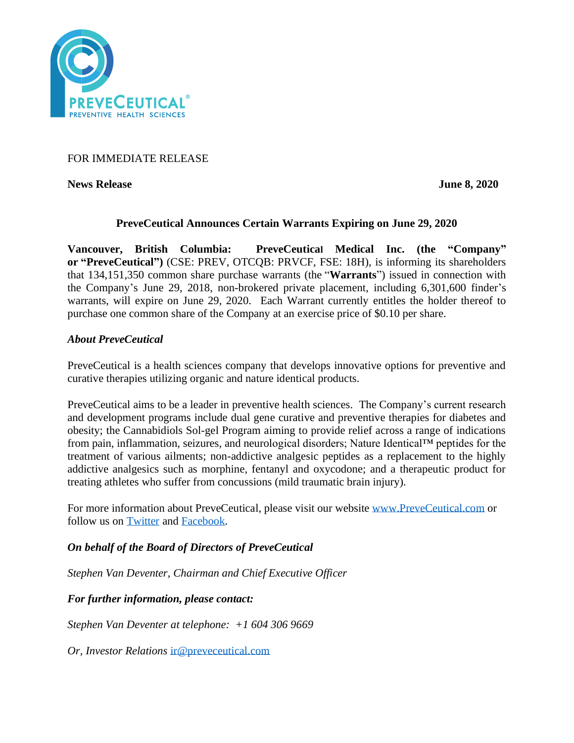FOR IMMEDIATE RELEASE

**News Release** **June 8, 2020**

**PreveCeutical Announces Certain Warrants Expiring on June 29, 2020**

**Vancouver, British Columbia: PreveCeutical Medical Inc. (the "Company" or "PreveCeutical")** (CSE: PREV, OTCQB: PRVCF, FSE: 18H), is informing its shareholders that 134,151,350 common share purchase warrants (the "**Warrants**") issued in connection with the Company's June 29, 2018, non-brokered private placement, including 6,301,600 finder's warrants, will expire on June 29, 2020. Each Warrant currently entitles the holder thereof to purchase one common share of the Company at an exercise price of $0.10 per share.

***About PreveCeutical***

PreveCeutical is a health sciences company that develops innovative options for preventive and curative therapies utilizing organic and nature identical products.

PreveCeutical aims to be a leader in preventive health sciences. The Company's current research and development programs include dual gene curative and preventive therapies for diabetes and obesity; the Cannabidiols Sol-gel Program aiming to provide relief across a range of indications from pain, inflammation, seizures, and neurological disorders; Nature Identical™ peptides for the treatment of various ailments; non-addictive analgesic peptides as a replacement to the highly addictive analgesics such as morphine, fentanyl and oxycodone; and a therapeutic product for treating athletes who suffer from concussions (mild traumatic brain injury).

For more information about PreveCeutical, please visit our website www.PreveCeutical.com or follow us on Twitter and Facebook.

***On behalf of the Board of Directors of PreveCeutical***

*Stephen Van Deventer, Chairman and Chief Executive Officer*

***For further information, please contact:***

*Stephen Van Deventer at telephone: +1 604 306 9669*

*Or, Investor Relations* ir@preveceutical.com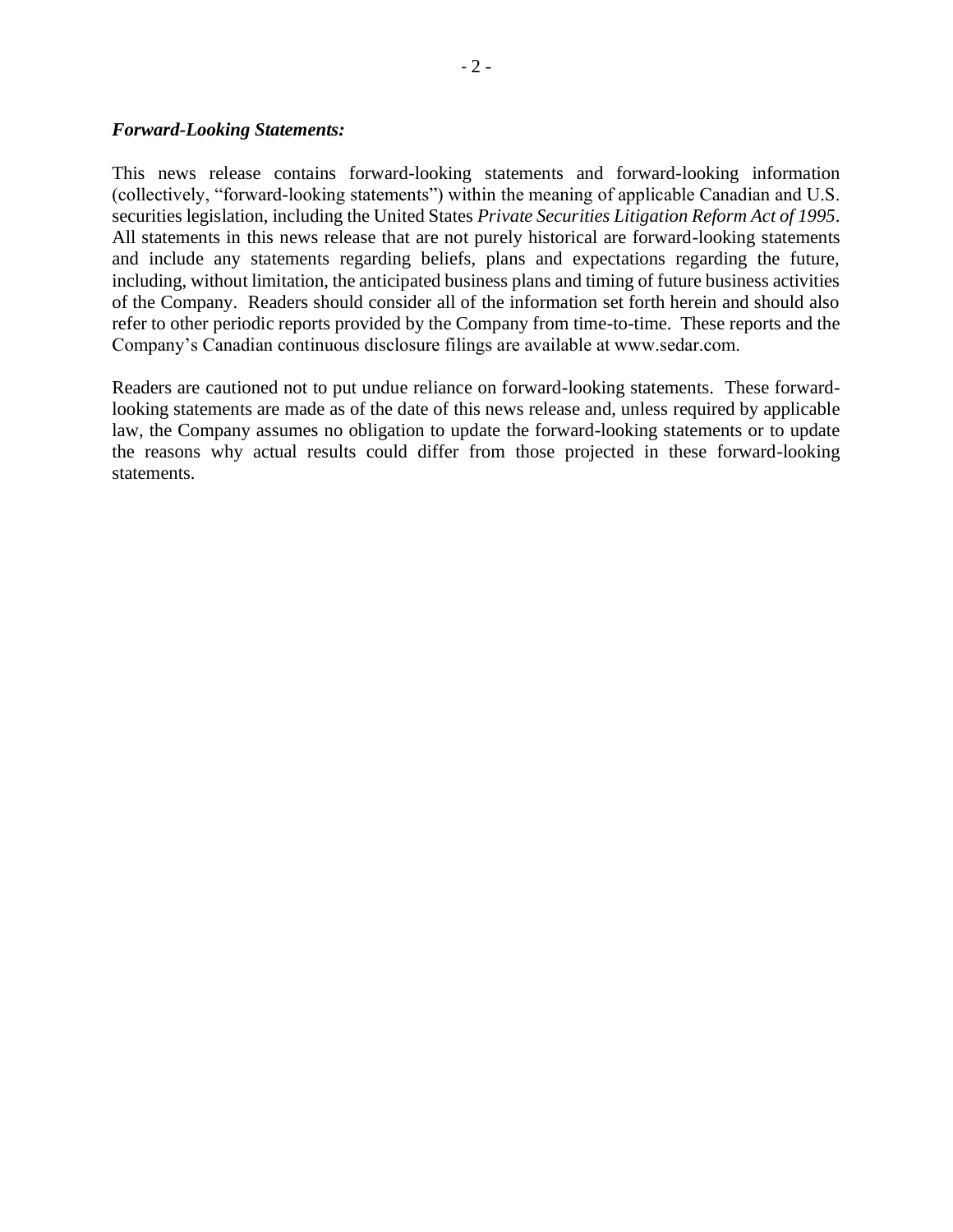***Forward-Looking Statements:***

This news release contains forward-looking statements and forward-looking information (collectively, "forward-looking statements") within the meaning of applicable Canadian and U.S. securities legislation, including the United States *Private Securities Litigation Reform Act of 1995*. All statements in this news release that are not purely historical are forward-looking statements and include any statements regarding beliefs, plans and expectations regarding the future, including, without limitation, the anticipated business plans and timing of future business activities of the Company. Readers should consider all of the information set forth herein and should also refer to other periodic reports provided by the Company from time-to-time. These reports and the Company's Canadian continuous disclosure filings are available at www.sedar.com.

Readers are cautioned not to put undue reliance on forward-looking statements. These forward-looking statements are made as of the date of this news release and, unless required by applicable law, the Company assumes no obligation to update the forward-looking statements or to update the reasons why actual results could differ from those projected in these forward-looking statements.